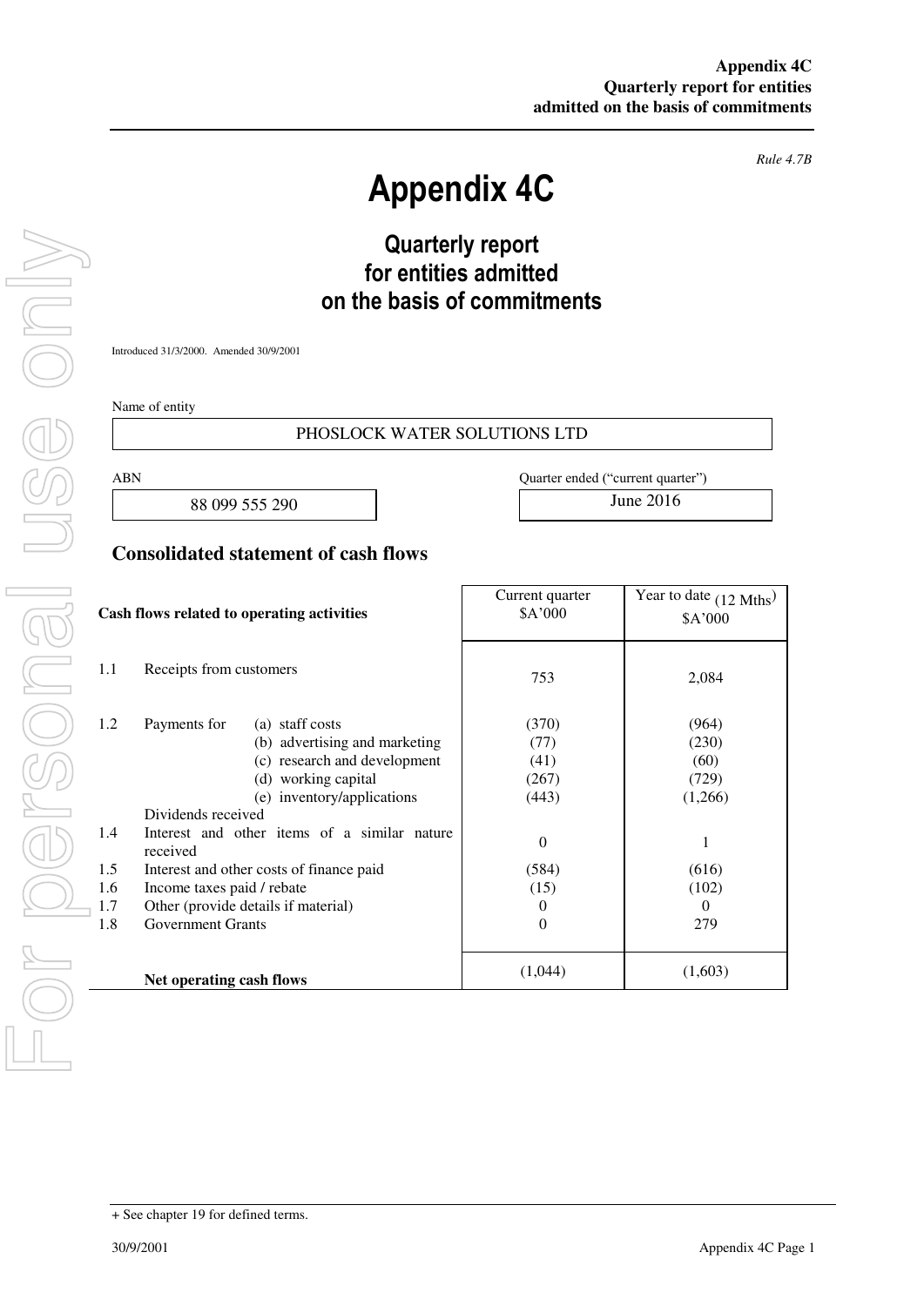**Appendix 4C**
**Quarterly report for entities admitted on the basis of commitments**

*Rule 4.7B*

# Appendix 4C

## Quarterly report for entities admitted on the basis of commitments

Introduced 31/3/2000. Amended 30/9/2001

Name of entity

| PHOSLOCK WATER SOLUTIONS LTD |
|---|

| ABN | Quarter ended ("current quarter") |
|---|---|
| 88 099 555 290 | June 2016 |

## Consolidated statement of cash flows

| | Cash flows related to operating activities | | Current quarter $A'000 | Year to date (12 Mths) $A'000 |
|---|---|---|---|---|
| 1.1 | Receipts from customers | | 753 | 2,084 |
| 1.2 | Payments for | (a) staff costs | (370) | (964) |
| | | (b) advertising and marketing | (77) | (230) |
| | | (c) research and development | (41) | (60) |
| | | (d) working capital | (267) | (729) |
| | | (e) inventory/applications | (443) | (1,266) |
| | Dividends received | | | |
| 1.4 | Interest and other items of a similar nature received | | 0 | 1 |
| 1.5 | Interest and other costs of finance paid | | (584) | (616) |
| 1.6 | Income taxes paid / rebate | | (15) | (102) |
| 1.7 | Other (provide details if material) | | 0 | 0 |
| 1.8 | Government Grants | | 0 | 279 |
| | **Net operating cash flows** | | (1,044) | (1,603) |

+ See chapter 19 for defined terms.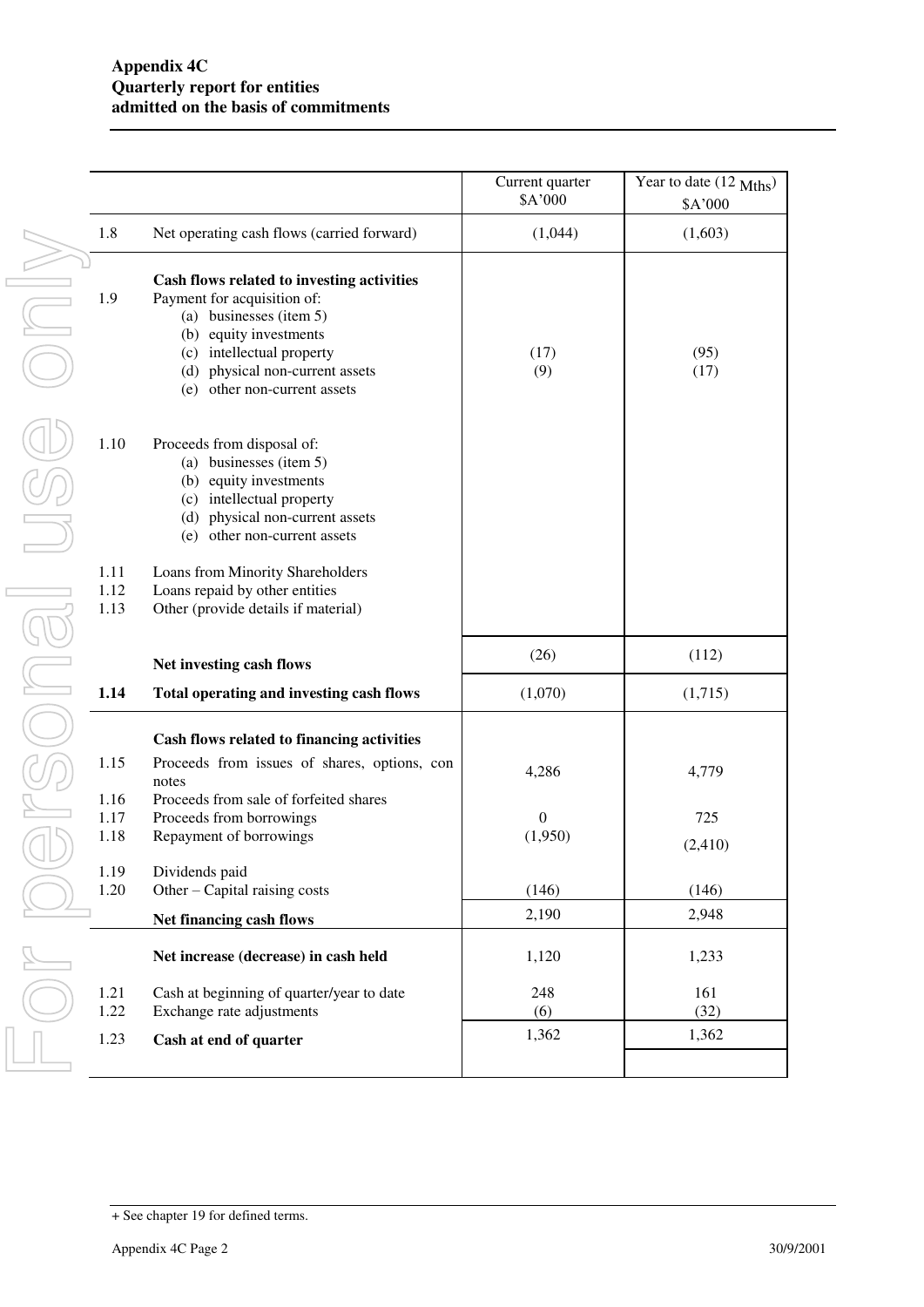**Appendix 4C**
**Quarterly report for entities**
**admitted on the basis of commitments**

| | | Current quarter<br>$A'000 | Year to date (12 Mths)<br>$A'000 |
|---|---|---|---|
| 1.8 | Net operating cash flows (carried forward) | (1,044) | (1,603) |
| | **Cash flows related to investing activities** | | |
| 1.9 | Payment for acquisition of: | | |
| | (a) businesses (item 5) | | |
| | (b) equity investments | | |
| | (c) intellectual property | (17) | (95) |
| | (d) physical non-current assets | (9) | (17) |
| | (e) other non-current assets | | |
| 1.10 | Proceeds from disposal of: | | |
| | (a) businesses (item 5) | | |
| | (b) equity investments | | |
| | (c) intellectual property | | |
| | (d) physical non-current assets | | |
| | (e) other non-current assets | | |
| 1.11 | Loans from Minority Shareholders | | |
| 1.12 | Loans repaid by other entities | | |
| 1.13 | Other (provide details if material) | | |
| | **Net investing cash flows** | (26) | (112) |
| **1.14** | **Total operating and investing cash flows** | (1,070) | (1,715) |
| | **Cash flows related to financing activities** | | |
| 1.15 | Proceeds from issues of shares, options, con notes | 4,286 | 4,779 |
| 1.16 | Proceeds from sale of forfeited shares | | |
| 1.17 | Proceeds from borrowings | 0 | 725 |
| 1.18 | Repayment of borrowings | (1,950) | (2,410) |
| 1.19 | Dividends paid | | |
| 1.20 | Other – Capital raising costs | (146) | (146) |
| | **Net financing cash flows** | 2,190 | 2,948 |
| | **Net increase (decrease) in cash held** | 1,120 | 1,233 |
| 1.21 | Cash at beginning of quarter/year to date | 248 | 161 |
| 1.22 | Exchange rate adjustments | (6) | (32) |
| 1.23 | **Cash at end of quarter** | 1,362 | 1,362 |

+ See chapter 19 for defined terms.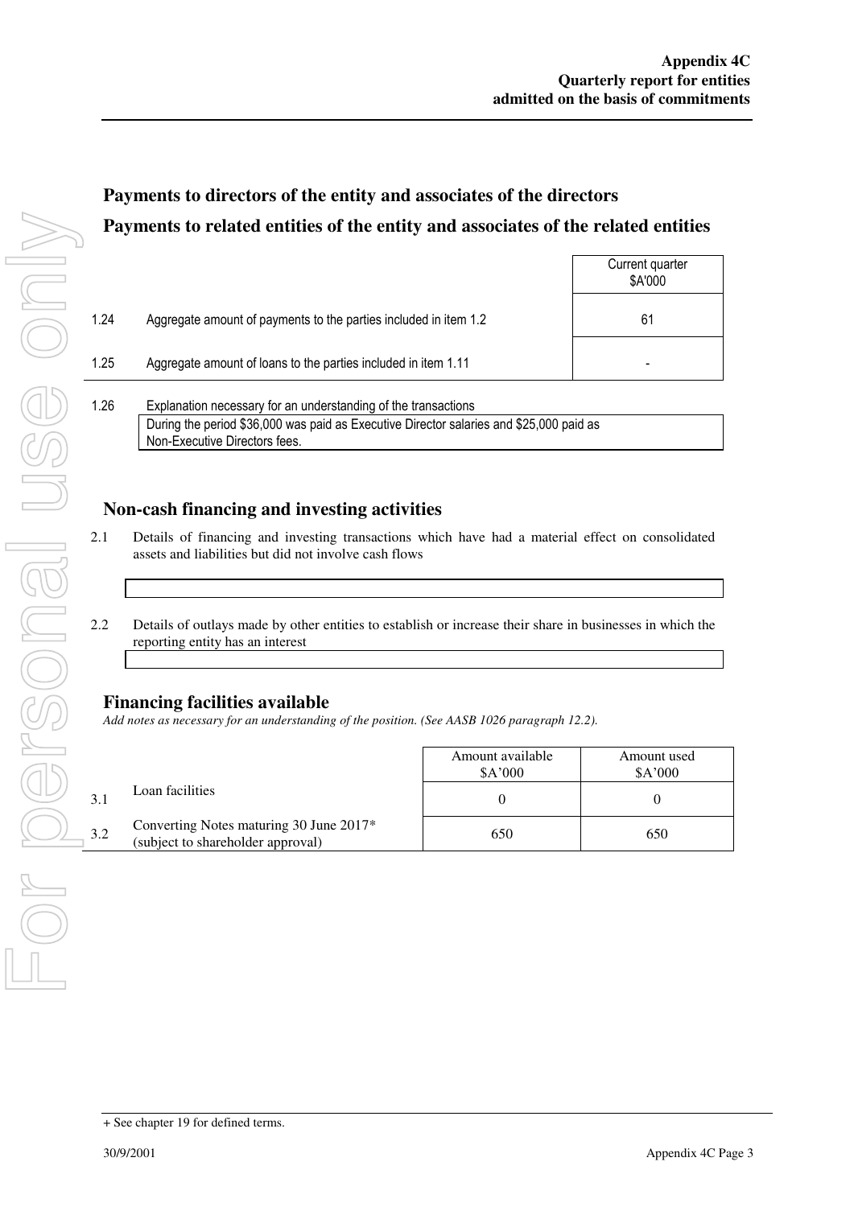## Payments to directors of the entity and associates of the directors

## Payments to related entities of the entity and associates of the related entities

| | | Current quarter $A'000 |
|---|---|---|
| 1.24 | Aggregate amount of payments to the parties included in item 1.2 | 61 |
| 1.25 | Aggregate amount of loans to the parties included in item 1.11 | - |

1.26 Explanation necessary for an understanding of the transactions

During the period $36,000 was paid as Executive Director salaries and $25,000 paid as Non-Executive Directors fees.

## Non-cash financing and investing activities

2.1 Details of financing and investing transactions which have had a material effect on consolidated assets and liabilities but did not involve cash flows

2.2 Details of outlays made by other entities to establish or increase their share in businesses in which the reporting entity has an interest

## Financing facilities available

*Add notes as necessary for an understanding of the position. (See AASB 1026 paragraph 12.2).*

| | | Amount available $A'000 | Amount used $A'000 |
|---|---|---|---|
| 3.1 | Loan facilities | 0 | 0 |
| 3.2 | Converting Notes maturing 30 June 2017* (subject to shareholder approval) | 650 | 650 |

+ See chapter 19 for defined terms.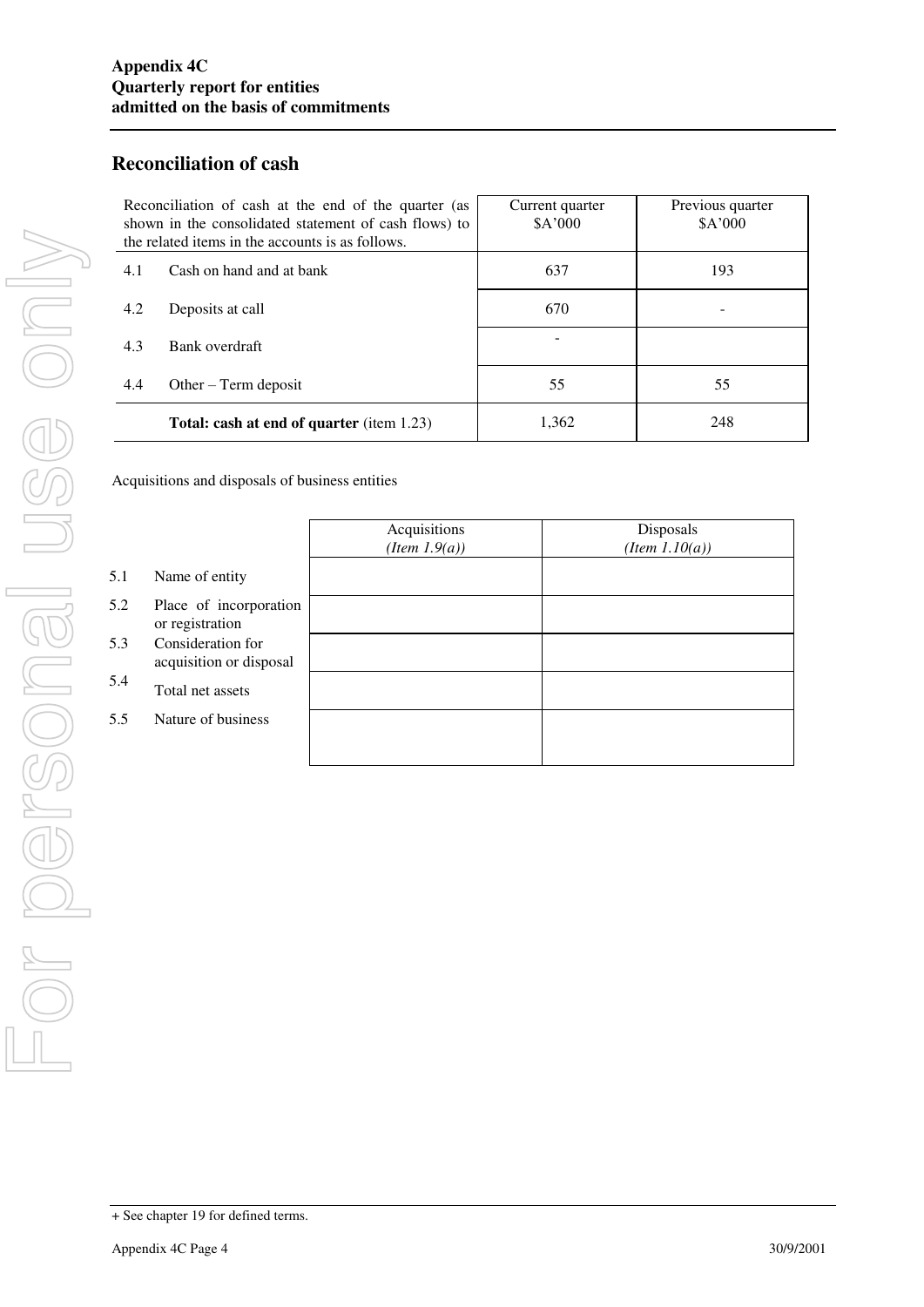## Reconciliation of cash

| Reconciliation of cash at the end of the quarter (as shown in the consolidated statement of cash flows) to the related items in the accounts is as follows. | | Current quarter $A'000 | Previous quarter $A'000 |
|---|---|---|---|
| 4.1 | Cash on hand and at bank | 637 | 193 |
| 4.2 | Deposits at call | 670 | - |
| 4.3 | Bank overdraft | - | |
| 4.4 | Other – Term deposit | 55 | 55 |
| | **Total: cash at end of quarter** (item 1.23) | 1,362 | 248 |

Acquisitions and disposals of business entities

| | | Acquisitions *(Item 1.9(a))* | Disposals *(Item 1.10(a))* |
|---|---|---|---|
| 5.1 | Name of entity | | |
| 5.2 | Place of incorporation or registration | | |
| 5.3 | Consideration for acquisition or disposal | | |
| 5.4 | Total net assets | | |
| 5.5 | Nature of business | | |

+ See chapter 19 for defined terms.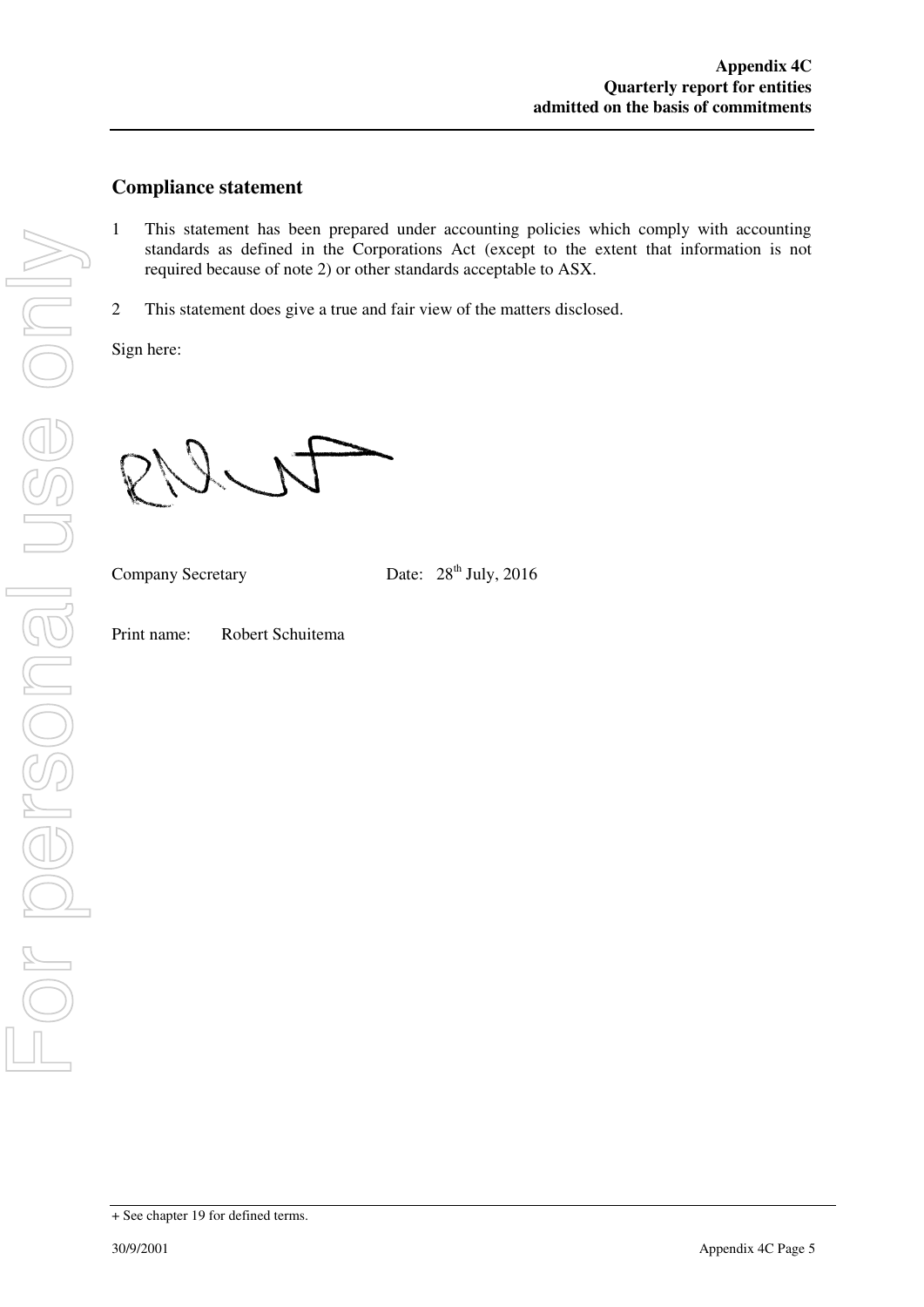## Compliance statement

1. This statement has been prepared under accounting policies which comply with accounting standards as defined in the Corporations Act (except to the extent that information is not required because of note 2) or other standards acceptable to ASX.

2. This statement does give a true and fair view of the matters disclosed.

Sign here:

Company Secretary Date: 28th July, 2016

Print name: Robert Schuitema

+ See chapter 19 for defined terms.